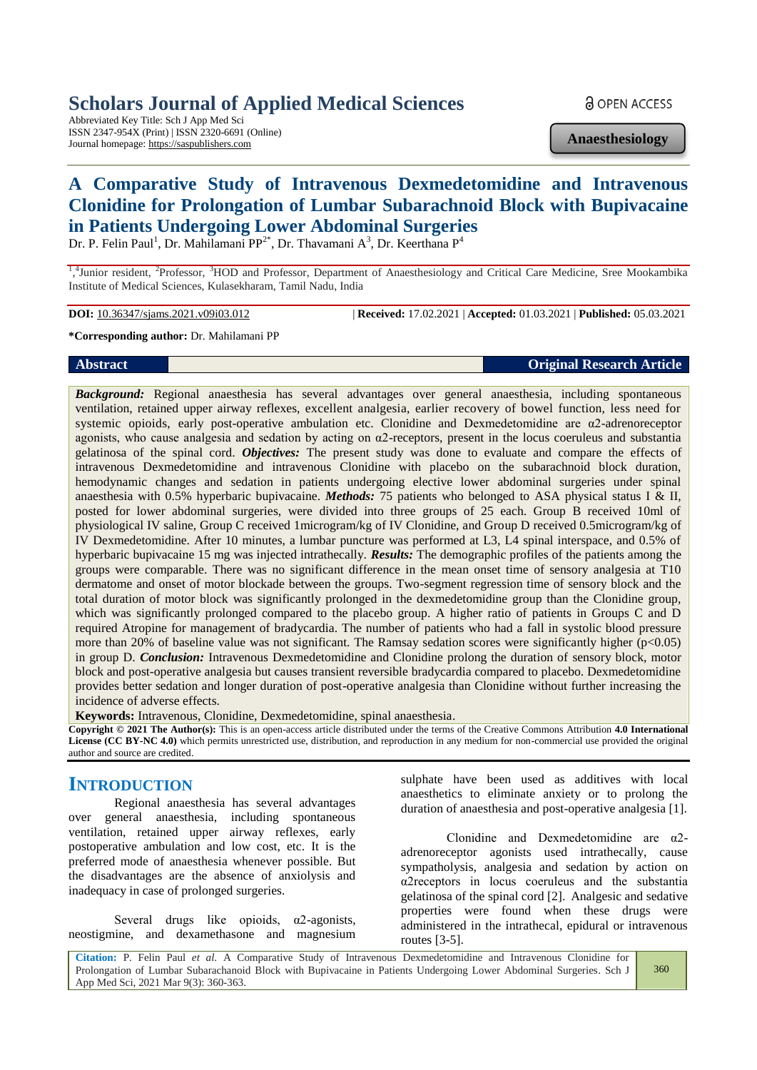# Scholars Journal of Applied Medical Sciences

Abbreviated Key Title: Sch J App Med Sci
ISSN 2347-954X (Print) | ISSN 2320-6691 (Online)
Journal homepage: https://saspublishers.com

OPEN ACCESS

**Anaesthesiology**

# A Comparative Study of Intravenous Dexmedetomidine and Intravenous Clonidine for Prolongation of Lumbar Subarachnoid Block with Bupivacaine in Patients Undergoing Lower Abdominal Surgeries

Dr. P. Felin Paul[1], Dr. Mahilamani PP[2*], Dr. Thavamani A[3], Dr. Keerthana P[4]

[1,4]Junior resident, [2]Professor, [3]HOD and Professor, Department of Anaesthesiology and Critical Care Medicine, Sree Mookambika Institute of Medical Sciences, Kulasekharam, Tamil Nadu, India

**DOI:** 10.36347/sjams.2021.v09i03.012 | **Received:** 17.02.2021 | **Accepted:** 01.03.2021 | **Published:** 05.03.2021

**\*Corresponding author:** Dr. Mahilamani PP

**Abstract** **Original Research Article**

***Background:*** Regional anaesthesia has several advantages over general anaesthesia, including spontaneous ventilation, retained upper airway reflexes, excellent analgesia, earlier recovery of bowel function, less need for systemic opioids, early post-operative ambulation etc. Clonidine and Dexmedetomidine are α2-adrenoreceptor agonists, who cause analgesia and sedation by acting on α2-receptors, present in the locus coeruleus and substantia gelatinosa of the spinal cord. ***Objectives:*** The present study was done to evaluate and compare the effects of intravenous Dexmedetomidine and intravenous Clonidine with placebo on the subarachnoid block duration, hemodynamic changes and sedation in patients undergoing elective lower abdominal surgeries under spinal anaesthesia with 0.5% hyperbaric bupivacaine. ***Methods:*** 75 patients who belonged to ASA physical status I & II, posted for lower abdominal surgeries, were divided into three groups of 25 each. Group B received 10ml of physiological IV saline, Group C received 1microgram/kg of IV Clonidine, and Group D received 0.5microgram/kg of IV Dexmedetomidine. After 10 minutes, a lumbar puncture was performed at L3, L4 spinal interspace, and 0.5% of hyperbaric bupivacaine 15 mg was injected intrathecally. ***Results:*** The demographic profiles of the patients among the groups were comparable. There was no significant difference in the mean onset time of sensory analgesia at T10 dermatome and onset of motor blockade between the groups. Two-segment regression time of sensory block and the total duration of motor block was significantly prolonged in the dexmedetomidine group than the Clonidine group, which was significantly prolonged compared to the placebo group. A higher ratio of patients in Groups C and D required Atropine for management of bradycardia. The number of patients who had a fall in systolic blood pressure more than 20% of baseline value was not significant. The Ramsay sedation scores were significantly higher ($p<0.05$) in group D. ***Conclusion:*** Intravenous Dexmedetomidine and Clonidine prolong the duration of sensory block, motor block and post-operative analgesia but causes transient reversible bradycardia compared to placebo. Dexmedetomidine provides better sedation and longer duration of post-operative analgesia than Clonidine without further increasing the incidence of adverse effects.

**Keywords:** Intravenous, Clonidine, Dexmedetomidine, spinal anaesthesia.

**Copyright © 2021 The Author(s):** This is an open-access article distributed under the terms of the Creative Commons Attribution **4.0 International License (CC BY-NC 4.0)** which permits unrestricted use, distribution, and reproduction in any medium for non-commercial use provided the original author and source are credited.

## INTRODUCTION

Regional anaesthesia has several advantages over general anaesthesia, including spontaneous ventilation, retained upper airway reflexes, early postoperative ambulation and low cost, etc. It is the preferred mode of anaesthesia whenever possible. But the disadvantages are the absence of anxiolysis and inadequacy in case of prolonged surgeries.

Several drugs like opioids, α2-agonists, neostigmine, and dexamethasone and magnesium sulphate have been used as additives with local anaesthetics to eliminate anxiety or to prolong the duration of anaesthesia and post-operative analgesia [1].

Clonidine and Dexmedetomidine are α2-adrenoreceptor agonists used intrathecally, cause sympatholysis, analgesia and sedation by action on α2receptors in locus coeruleus and the substantia gelatinosa of the spinal cord [2]. Analgesic and sedative properties were found when these drugs were administered in the intrathecal, epidural or intravenous routes [3-5].

**Citation:** P. Felin Paul *et al*. A Comparative Study of Intravenous Dexmedetomidine and Intravenous Clonidine for Prolongation of Lumbar Subarachanoid Block with Bupivacaine in Patients Undergoing Lower Abdominal Surgeries. Sch J App Med Sci, 2021 Mar 9(3): 360-363.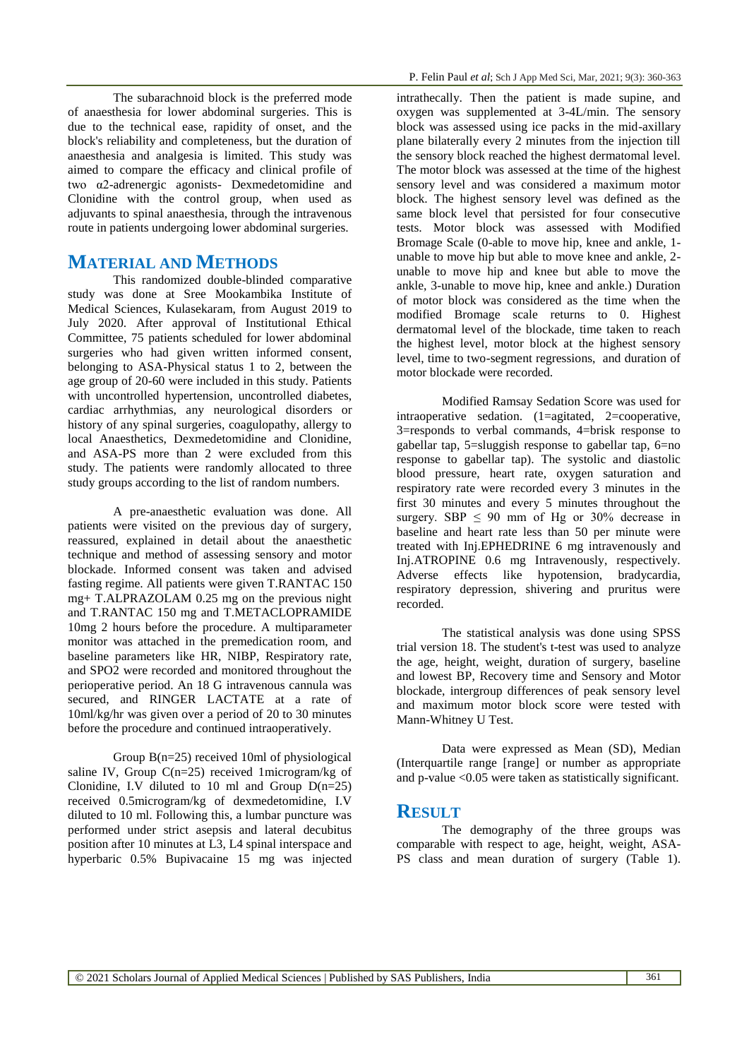The subarachnoid block is the preferred mode of anaesthesia for lower abdominal surgeries. This is due to the technical ease, rapidity of onset, and the block's reliability and completeness, but the duration of anaesthesia and analgesia is limited. This study was aimed to compare the efficacy and clinical profile of two α2-adrenergic agonists- Dexmedetomidine and Clonidine with the control group, when used as adjuvants to spinal anaesthesia, through the intravenous route in patients undergoing lower abdominal surgeries.

# MATERIAL AND METHODS

This randomized double-blinded comparative study was done at Sree Mookambika Institute of Medical Sciences, Kulasekaram, from August 2019 to July 2020. After approval of Institutional Ethical Committee, 75 patients scheduled for lower abdominal surgeries who had given written informed consent, belonging to ASA-Physical status 1 to 2, between the age group of 20-60 were included in this study. Patients with uncontrolled hypertension, uncontrolled diabetes, cardiac arrhythmias, any neurological disorders or history of any spinal surgeries, coagulopathy, allergy to local Anaesthetics, Dexmedetomidine and Clonidine, and ASA-PS more than 2 were excluded from this study. The patients were randomly allocated to three study groups according to the list of random numbers.

A pre-anaesthetic evaluation was done. All patients were visited on the previous day of surgery, reassured, explained in detail about the anaesthetic technique and method of assessing sensory and motor blockade. Informed consent was taken and advised fasting regime. All patients were given T.RANTAC 150 mg+ T.ALPRAZOLAM 0.25 mg on the previous night and T.RANTAC 150 mg and T.METACLOPRAMIDE 10mg 2 hours before the procedure. A multiparameter monitor was attached in the premedication room, and baseline parameters like HR, NIBP, Respiratory rate, and SPO2 were recorded and monitored throughout the perioperative period. An 18 G intravenous cannula was secured, and RINGER LACTATE at a rate of 10ml/kg/hr was given over a period of 20 to 30 minutes before the procedure and continued intraoperatively.

Group B(n=25) received 10ml of physiological saline IV, Group C(n=25) received 1microgram/kg of Clonidine, I.V diluted to 10 ml and Group D(n=25) received 0.5microgram/kg of dexmedetomidine, I.V diluted to 10 ml. Following this, a lumbar puncture was performed under strict asepsis and lateral decubitus position after 10 minutes at L3, L4 spinal interspace and hyperbaric 0.5% Bupivacaine 15 mg was injected intrathecally. Then the patient is made supine, and oxygen was supplemented at 3-4L/min. The sensory block was assessed using ice packs in the mid-axillary plane bilaterally every 2 minutes from the injection till the sensory block reached the highest dermatomal level. The motor block was assessed at the time of the highest sensory level and was considered a maximum motor block. The highest sensory level was defined as the same block level that persisted for four consecutive tests. Motor block was assessed with Modified Bromage Scale (0-able to move hip, knee and ankle, 1-unable to move hip but able to move knee and ankle, 2-unable to move hip and knee but able to move the ankle, 3-unable to move hip, knee and ankle.) Duration of motor block was considered as the time when the modified Bromage scale returns to 0. Highest dermatomal level of the blockade, time taken to reach the highest level, motor block at the highest sensory level, time to two-segment regressions, and duration of motor blockade were recorded.

Modified Ramsay Sedation Score was used for intraoperative sedation. (1=agitated, 2=cooperative, 3=responds to verbal commands, 4=brisk response to gabellar tap, 5=sluggish response to gabellar tap, 6=no response to gabellar tap). The systolic and diastolic blood pressure, heart rate, oxygen saturation and respiratory rate were recorded every 3 minutes in the first 30 minutes and every 5 minutes throughout the surgery. SBP $\leq$ 90 mm of Hg or 30% decrease in baseline and heart rate less than 50 per minute were treated with Inj.EPHEDRINE 6 mg intravenously and Inj.ATROPINE 0.6 mg Intravenously, respectively. Adverse effects like hypotension, bradycardia, respiratory depression, shivering and pruritus were recorded.

The statistical analysis was done using SPSS trial version 18. The student's t-test was used to analyze the age, height, weight, duration of surgery, baseline and lowest BP, Recovery time and Sensory and Motor blockade, intergroup differences of peak sensory level and maximum motor block score were tested with Mann-Whitney U Test.

Data were expressed as Mean (SD), Median (Interquartile range [range] or number as appropriate and p-value <0.05 were taken as statistically significant.

# RESULT

The demography of the three groups was comparable with respect to age, height, weight, ASA-PS class and mean duration of surgery (Table 1).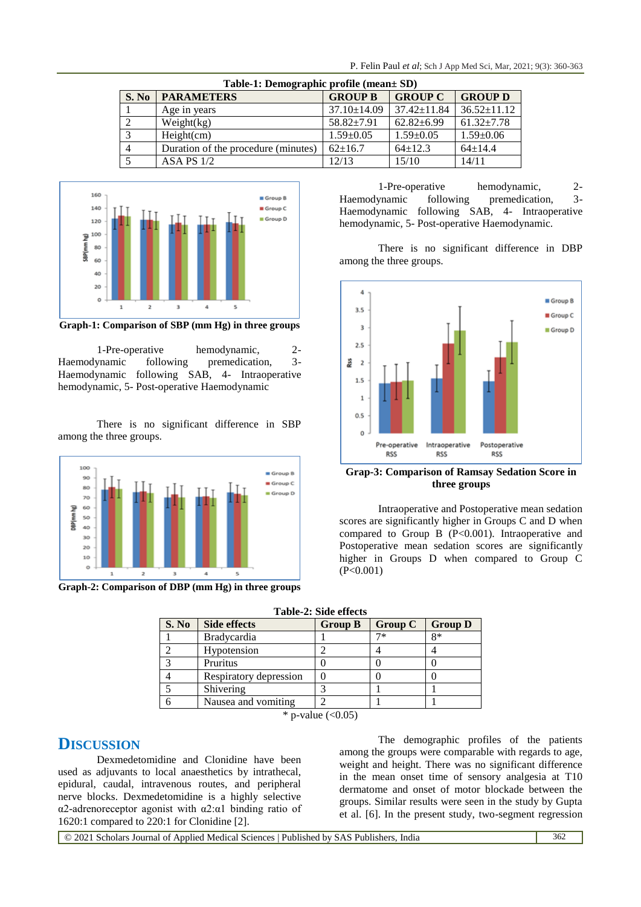**Table-1: Demographic profile (mean± SD)**

| S. No | PARAMETERS | GROUP B | GROUP C | GROUP D |
|---|---|---|---|---|
| 1 | Age in years | 37.10±14.09 | 37.42±11.84 | 36.52±11.12 |
| 2 | Weight(kg) | 58.82±7.91 | 62.82±6.99 | 61.32±7.78 |
| 3 | Height(cm) | 1.59±0.05 | 1.59±0.05 | 1.59±0.06 |
| 4 | Duration of the procedure (minutes) | 62±16.7 | 64±12.3 | 64±14.4 |
| 5 | ASA PS 1/2 | 12/13 | 15/10 | 14/11 |

**Graph-1: Comparison of SBP (mm Hg) in three groups**

1-Pre-operative hemodynamic, 2-Haemodynamic following premedication, 3-Haemodynamic following SAB, 4- Intraoperative hemodynamic, 5- Post-operative Haemodynamic

There is no significant difference in SBP among the three groups.

**Graph-2: Comparison of DBP (mm Hg) in three groups**

1-Pre-operative hemodynamic, 2-Haemodynamic following premedication, 3-Haemodynamic following SAB, 4- Intraoperative hemodynamic, 5- Post-operative Haemodynamic.

There is no significant difference in DBP among the three groups.

**Grap-3: Comparison of Ramsay Sedation Score in three groups**

Intraoperative and Postoperative mean sedation scores are significantly higher in Groups C and D when compared to Group B (P<0.001). Intraoperative and Postoperative mean sedation scores are significantly higher in Groups D when compared to Group C (P<0.001)

**Table-2: Side effects**

| S. No | Side effects | Group B | Group C | Group D |
|---|---|---|---|---|
| 1 | Bradycardia | 1 | 7* | 8* |
| 2 | Hypotension | 2 | 4 | 4 |
| 3 | Pruritus | 0 | 0 | 0 |
| 4 | Respiratory depression | 0 | 0 | 0 |
| 5 | Shivering | 3 | 1 | 1 |
| 6 | Nausea and vomiting | 2 | 1 | 1 |

\* p-value (<0.05)

## DISCUSSION

Dexmedetomidine and Clonidine have been used as adjuvants to local anaesthetics by intrathecal, epidural, caudal, intravenous routes, and peripheral nerve blocks. Dexmedetomidine is a highly selective $\alpha 2$-adrenoreceptor agonist with $\alpha 2:\alpha 1$ binding ratio of 1620:1 compared to 220:1 for Clonidine [2].

The demographic profiles of the patients among the groups were comparable with regards to age, weight and height. There was no significant difference in the mean onset time of sensory analgesia at T10 dermatome and onset of motor blockade between the groups. Similar results were seen in the study by Gupta et al. [6]. In the present study, two-segment regression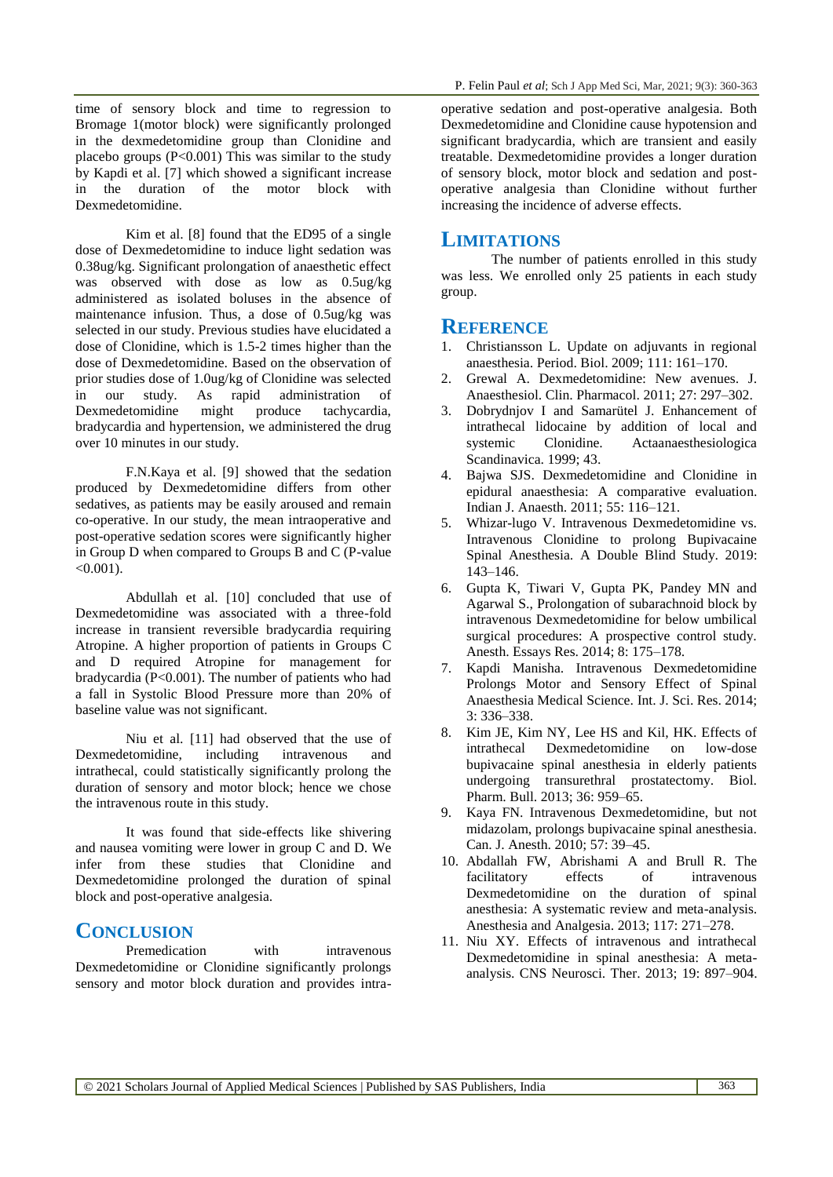time of sensory block and time to regression to Bromage 1(motor block) were significantly prolonged in the dexmedetomidine group than Clonidine and placebo groups (P<0.001) This was similar to the study by Kapdi et al. [7] which showed a significant increase in the duration of the motor block with Dexmedetomidine.

Kim et al. [8] found that the ED95 of a single dose of Dexmedetomidine to induce light sedation was 0.38ug/kg. Significant prolongation of anaesthetic effect was observed with dose as low as 0.5ug/kg administered as isolated boluses in the absence of maintenance infusion. Thus, a dose of 0.5ug/kg was selected in our study. Previous studies have elucidated a dose of Clonidine, which is 1.5-2 times higher than the dose of Dexmedetomidine. Based on the observation of prior studies dose of 1.0ug/kg of Clonidine was selected in our study. As rapid administration of Dexmedetomidine might produce tachycardia, bradycardia and hypertension, we administered the drug over 10 minutes in our study.

F.N.Kaya et al. [9] showed that the sedation produced by Dexmedetomidine differs from other sedatives, as patients may be easily aroused and remain co-operative. In our study, the mean intraoperative and post-operative sedation scores were significantly higher in Group D when compared to Groups B and C (P-value <0.001).

Abdullah et al. [10] concluded that use of Dexmedetomidine was associated with a three-fold increase in transient reversible bradycardia requiring Atropine. A higher proportion of patients in Groups C and D required Atropine for management for bradycardia (P<0.001). The number of patients who had a fall in Systolic Blood Pressure more than 20% of baseline value was not significant.

Niu et al. [11] had observed that the use of Dexmedetomidine, including intravenous and intrathecal, could statistically significantly prolong the duration of sensory and motor block; hence we chose the intravenous route in this study.

It was found that side-effects like shivering and nausea vomiting were lower in group C and D. We infer from these studies that Clonidine and Dexmedetomidine prolonged the duration of spinal block and post-operative analgesia.

## CONCLUSION

Premedication with intravenous Dexmedetomidine or Clonidine significantly prolongs sensory and motor block duration and provides intra-operative sedation and post-operative analgesia. Both Dexmedetomidine and Clonidine cause hypotension and significant bradycardia, which are transient and easily treatable. Dexmedetomidine provides a longer duration of sensory block, motor block and sedation and post-operative analgesia than Clonidine without further increasing the incidence of adverse effects.

## LIMITATIONS

The number of patients enrolled in this study was less. We enrolled only 25 patients in each study group.

## REFERENCE

1. Christiansson L. Update on adjuvants in regional anaesthesia. Period. Biol. 2009; 111: 161–170.
2. Grewal A. Dexmedetomidine: New avenues. J. Anaesthesiol. Clin. Pharmacol. 2011; 27: 297–302.
3. Dobrydnjov I and Samarütel J. Enhancement of intrathecal lidocaine by addition of local and systemic Clonidine. Actaanaesthesiologica Scandinavica. 1999; 43.
4. Bajwa SJS. Dexmedetomidine and Clonidine in epidural anaesthesia: A comparative evaluation. Indian J. Anaesth. 2011; 55: 116–121.
5. Whizar-lugo V. Intravenous Dexmedetomidine vs. Intravenous Clonidine to prolong Bupivacaine Spinal Anesthesia. A Double Blind Study. 2019: 143–146.
6. Gupta K, Tiwari V, Gupta PK, Pandey MN and Agarwal S., Prolongation of subarachnoid block by intravenous Dexmedetomidine for below umbilical surgical procedures: A prospective control study. Anesth. Essays Res. 2014; 8: 175–178.
7. Kapdi Manisha. Intravenous Dexmedetomidine Prolongs Motor and Sensory Effect of Spinal Anaesthesia Medical Science. Int. J. Sci. Res. 2014; 3: 336–338.
8. Kim JE, Kim NY, Lee HS and Kil, HK. Effects of intrathecal Dexmedetomidine on low-dose bupivacaine spinal anesthesia in elderly patients undergoing transurethral prostatectomy. Biol. Pharm. Bull. 2013; 36: 959–65.
9. Kaya FN. Intravenous Dexmedetomidine, but not midazolam, prolongs bupivacaine spinal anesthesia. Can. J. Anesth. 2010; 57: 39–45.
10. Abdallah FW, Abrishami A and Brull R. The facilitatory effects of intravenous Dexmedetomidine on the duration of spinal anesthesia: A systematic review and meta-analysis. Anesthesia and Analgesia. 2013; 117: 271–278.
11. Niu XY. Effects of intravenous and intrathecal Dexmedetomidine in spinal anesthesia: A meta-analysis. CNS Neurosci. Ther. 2013; 19: 897–904.